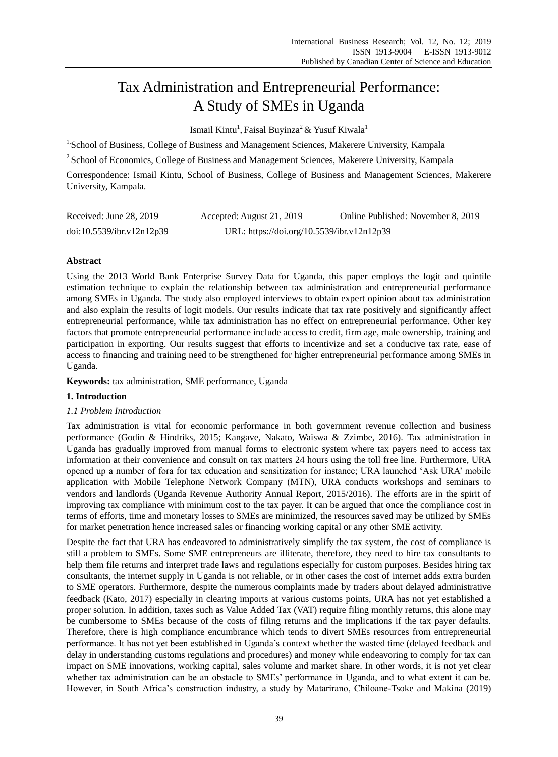# Tax Administration and Entrepreneurial Performance: A Study of SMEs in Uganda

Ismail Kintu[1], Faisal Buyinza[2] & Yusuf Kiwala[1]

[1,] School of Business, College of Business and Management Sciences, Makerere University, Kampala

[2] School of Economics, College of Business and Management Sciences, Makerere University, Kampala

Correspondence: Ismail Kintu, School of Business, College of Business and Management Sciences, Makerere University, Kampala.

Received: June 28, 2019    Accepted: August 21, 2019    Online Published: November 8, 2019

doi:10.5539/ibr.v12n12p39    URL: https://doi.org/10.5539/ibr.v12n12p39

## Abstract

Using the 2013 World Bank Enterprise Survey Data for Uganda, this paper employs the logit and quintile estimation technique to explain the relationship between tax administration and entrepreneurial performance among SMEs in Uganda. The study also employed interviews to obtain expert opinion about tax administration and also explain the results of logit models. Our results indicate that tax rate positively and significantly affect entrepreneurial performance, while tax administration has no effect on entrepreneurial performance. Other key factors that promote entrepreneurial performance include access to credit, firm age, male ownership, training and participation in exporting. Our results suggest that efforts to incentivize and set a conducive tax rate, ease of access to financing and training need to be strengthened for higher entrepreneurial performance among SMEs in Uganda.

**Keywords:** tax administration, SME performance, Uganda

## 1. Introduction

### *1.1 Problem Introduction*

Tax administration is vital for economic performance in both government revenue collection and business performance (Godin & Hindriks, 2015; Kangave, Nakato, Waiswa & Zzimbe, 2016). Tax administration in Uganda has gradually improved from manual forms to electronic system where tax payers need to access tax information at their convenience and consult on tax matters 24 hours using the toll free line. Furthermore, URA opened up a number of fora for tax education and sensitization for instance; URA launched 'Ask URA' mobile application with Mobile Telephone Network Company (MTN), URA conducts workshops and seminars to vendors and landlords (Uganda Revenue Authority Annual Report, 2015/2016). The efforts are in the spirit of improving tax compliance with minimum cost to the tax payer. It can be argued that once the compliance cost in terms of efforts, time and monetary losses to SMEs are minimized, the resources saved may be utilized by SMEs for market penetration hence increased sales or financing working capital or any other SME activity.

Despite the fact that URA has endeavored to administratively simplify the tax system, the cost of compliance is still a problem to SMEs. Some SME entrepreneurs are illiterate, therefore, they need to hire tax consultants to help them file returns and interpret trade laws and regulations especially for custom purposes. Besides hiring tax consultants, the internet supply in Uganda is not reliable, or in other cases the cost of internet adds extra burden to SME operators. Furthermore, despite the numerous complaints made by traders about delayed administrative feedback (Kato, 2017) especially in clearing imports at various customs points, URA has not yet established a proper solution. In addition, taxes such as Value Added Tax (VAT) require filing monthly returns, this alone may be cumbersome to SMEs because of the costs of filing returns and the implications if the tax payer defaults. Therefore, there is high compliance encumbrance which tends to divert SMEs resources from entrepreneurial performance. It has not yet been established in Uganda's context whether the wasted time (delayed feedback and delay in understanding customs regulations and procedures) and money while endeavoring to comply for tax can impact on SME innovations, working capital, sales volume and market share. In other words, it is not yet clear whether tax administration can be an obstacle to SMEs' performance in Uganda, and to what extent it can be. However, in South Africa's construction industry, a study by Matarirano, Chiloane-Tsoke and Makina (2019)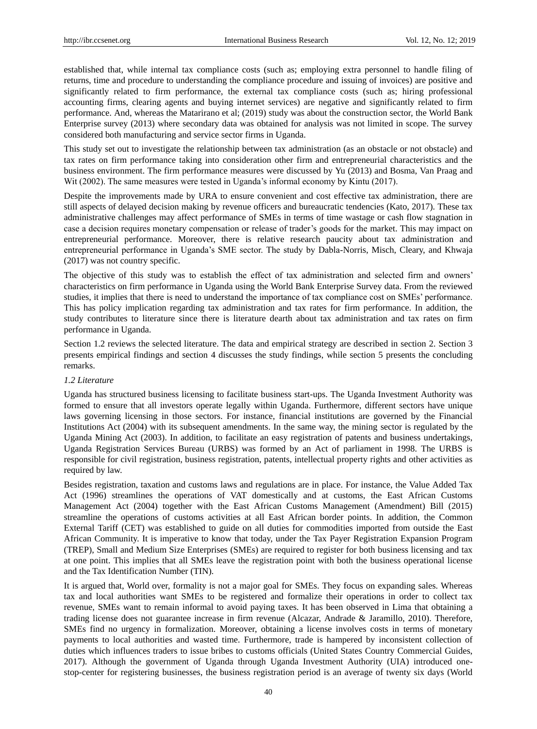established that, while internal tax compliance costs (such as; employing extra personnel to handle filing of returns, time and procedure to understanding the compliance procedure and issuing of invoices) are positive and significantly related to firm performance, the external tax compliance costs (such as; hiring professional accounting firms, clearing agents and buying internet services) are negative and significantly related to firm performance. And, whereas the Matarirano et al; (2019) study was about the construction sector, the World Bank Enterprise survey (2013) where secondary data was obtained for analysis was not limited in scope. The survey considered both manufacturing and service sector firms in Uganda.

This study set out to investigate the relationship between tax administration (as an obstacle or not obstacle) and tax rates on firm performance taking into consideration other firm and entrepreneurial characteristics and the business environment. The firm performance measures were discussed by Yu (2013) and Bosma, Van Praag and Wit (2002). The same measures were tested in Uganda's informal economy by Kintu (2017).

Despite the improvements made by URA to ensure convenient and cost effective tax administration, there are still aspects of delayed decision making by revenue officers and bureaucratic tendencies (Kato, 2017). These tax administrative challenges may affect performance of SMEs in terms of time wastage or cash flow stagnation in case a decision requires monetary compensation or release of trader's goods for the market. This may impact on entrepreneurial performance. Moreover, there is relative research paucity about tax administration and entrepreneurial performance in Uganda's SME sector. The study by Dabla-Norris, Misch, Cleary, and Khwaja (2017) was not country specific.

The objective of this study was to establish the effect of tax administration and selected firm and owners' characteristics on firm performance in Uganda using the World Bank Enterprise Survey data. From the reviewed studies, it implies that there is need to understand the importance of tax compliance cost on SMEs' performance. This has policy implication regarding tax administration and tax rates for firm performance. In addition, the study contributes to literature since there is literature dearth about tax administration and tax rates on firm performance in Uganda.

Section 1.2 reviews the selected literature. The data and empirical strategy are described in section 2. Section 3 presents empirical findings and section 4 discusses the study findings, while section 5 presents the concluding remarks.

### *1.2 Literature*

Uganda has structured business licensing to facilitate business start-ups. The Uganda Investment Authority was formed to ensure that all investors operate legally within Uganda. Furthermore, different sectors have unique laws governing licensing in those sectors. For instance, financial institutions are governed by the Financial Institutions Act (2004) with its subsequent amendments. In the same way, the mining sector is regulated by the Uganda Mining Act (2003). In addition, to facilitate an easy registration of patents and business undertakings, Uganda Registration Services Bureau (URBS) was formed by an Act of parliament in 1998. The URBS is responsible for civil registration, business registration, patents, intellectual property rights and other activities as required by law.

Besides registration, taxation and customs laws and regulations are in place. For instance, the Value Added Tax Act (1996) streamlines the operations of VAT domestically and at customs, the East African Customs Management Act (2004) together with the East African Customs Management (Amendment) Bill (2015) streamline the operations of customs activities at all East African border points. In addition, the Common External Tariff (CET) was established to guide on all duties for commodities imported from outside the East African Community. It is imperative to know that today, under the Tax Payer Registration Expansion Program (TREP), Small and Medium Size Enterprises (SMEs) are required to register for both business licensing and tax at one point. This implies that all SMEs leave the registration point with both the business operational license and the Tax Identification Number (TIN).

It is argued that, World over, formality is not a major goal for SMEs. They focus on expanding sales. Whereas tax and local authorities want SMEs to be registered and formalize their operations in order to collect tax revenue, SMEs want to remain informal to avoid paying taxes. It has been observed in Lima that obtaining a trading license does not guarantee increase in firm revenue (Alcazar, Andrade & Jaramillo, 2010). Therefore, SMEs find no urgency in formalization. Moreover, obtaining a license involves costs in terms of monetary payments to local authorities and wasted time. Furthermore, trade is hampered by inconsistent collection of duties which influences traders to issue bribes to customs officials (United States Country Commercial Guides, 2017). Although the government of Uganda through Uganda Investment Authority (UIA) introduced one-stop-center for registering businesses, the business registration period is an average of twenty six days (World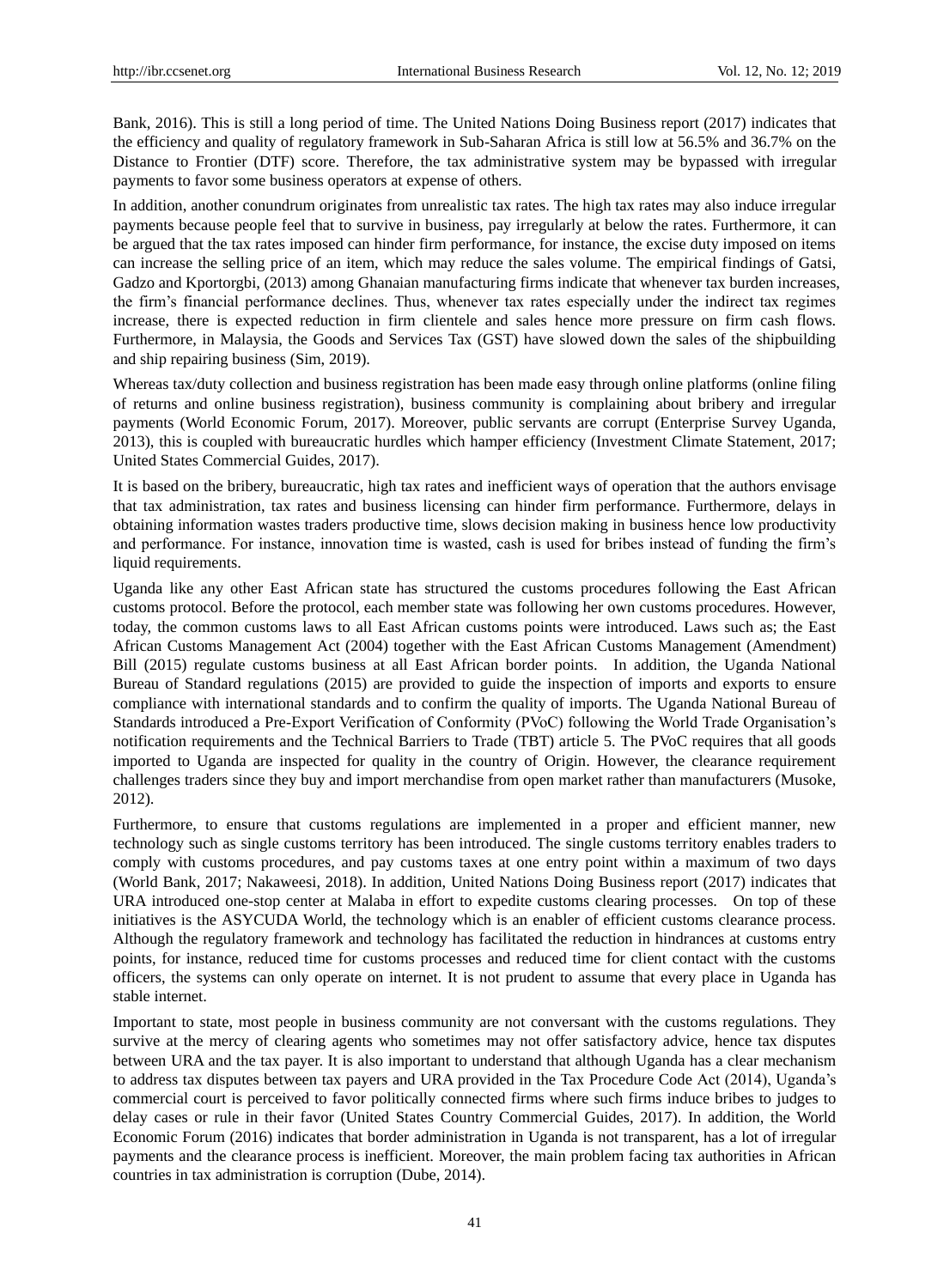Bank, 2016). This is still a long period of time. The United Nations Doing Business report (2017) indicates that the efficiency and quality of regulatory framework in Sub-Saharan Africa is still low at 56.5% and 36.7% on the Distance to Frontier (DTF) score. Therefore, the tax administrative system may be bypassed with irregular payments to favor some business operators at expense of others.

In addition, another conundrum originates from unrealistic tax rates. The high tax rates may also induce irregular payments because people feel that to survive in business, pay irregularly at below the rates. Furthermore, it can be argued that the tax rates imposed can hinder firm performance, for instance, the excise duty imposed on items can increase the selling price of an item, which may reduce the sales volume. The empirical findings of Gatsi, Gadzo and Kportorgbi, (2013) among Ghanaian manufacturing firms indicate that whenever tax burden increases, the firm's financial performance declines. Thus, whenever tax rates especially under the indirect tax regimes increase, there is expected reduction in firm clientele and sales hence more pressure on firm cash flows. Furthermore, in Malaysia, the Goods and Services Tax (GST) have slowed down the sales of the shipbuilding and ship repairing business (Sim, 2019).

Whereas tax/duty collection and business registration has been made easy through online platforms (online filing of returns and online business registration), business community is complaining about bribery and irregular payments (World Economic Forum, 2017). Moreover, public servants are corrupt (Enterprise Survey Uganda, 2013), this is coupled with bureaucratic hurdles which hamper efficiency (Investment Climate Statement, 2017; United States Commercial Guides, 2017).

It is based on the bribery, bureaucratic, high tax rates and inefficient ways of operation that the authors envisage that tax administration, tax rates and business licensing can hinder firm performance. Furthermore, delays in obtaining information wastes traders productive time, slows decision making in business hence low productivity and performance. For instance, innovation time is wasted, cash is used for bribes instead of funding the firm's liquid requirements.

Uganda like any other East African state has structured the customs procedures following the East African customs protocol. Before the protocol, each member state was following her own customs procedures. However, today, the common customs laws to all East African customs points were introduced. Laws such as; the East African Customs Management Act (2004) together with the East African Customs Management (Amendment) Bill (2015) regulate customs business at all East African border points. In addition, the Uganda National Bureau of Standard regulations (2015) are provided to guide the inspection of imports and exports to ensure compliance with international standards and to confirm the quality of imports. The Uganda National Bureau of Standards introduced a Pre-Export Verification of Conformity (PVoC) following the World Trade Organisation's notification requirements and the Technical Barriers to Trade (TBT) article 5. The PVoC requires that all goods imported to Uganda are inspected for quality in the country of Origin. However, the clearance requirement challenges traders since they buy and import merchandise from open market rather than manufacturers (Musoke, 2012).

Furthermore, to ensure that customs regulations are implemented in a proper and efficient manner, new technology such as single customs territory has been introduced. The single customs territory enables traders to comply with customs procedures, and pay customs taxes at one entry point within a maximum of two days (World Bank, 2017; Nakaweesi, 2018). In addition, United Nations Doing Business report (2017) indicates that URA introduced one-stop center at Malaba in effort to expedite customs clearing processes. On top of these initiatives is the ASYCUDA World, the technology which is an enabler of efficient customs clearance process. Although the regulatory framework and technology has facilitated the reduction in hindrances at customs entry points, for instance, reduced time for customs processes and reduced time for client contact with the customs officers, the systems can only operate on internet. It is not prudent to assume that every place in Uganda has stable internet.

Important to state, most people in business community are not conversant with the customs regulations. They survive at the mercy of clearing agents who sometimes may not offer satisfactory advice, hence tax disputes between URA and the tax payer. It is also important to understand that although Uganda has a clear mechanism to address tax disputes between tax payers and URA provided in the Tax Procedure Code Act (2014), Uganda's commercial court is perceived to favor politically connected firms where such firms induce bribes to judges to delay cases or rule in their favor (United States Country Commercial Guides, 2017). In addition, the World Economic Forum (2016) indicates that border administration in Uganda is not transparent, has a lot of irregular payments and the clearance process is inefficient. Moreover, the main problem facing tax authorities in African countries in tax administration is corruption (Dube, 2014).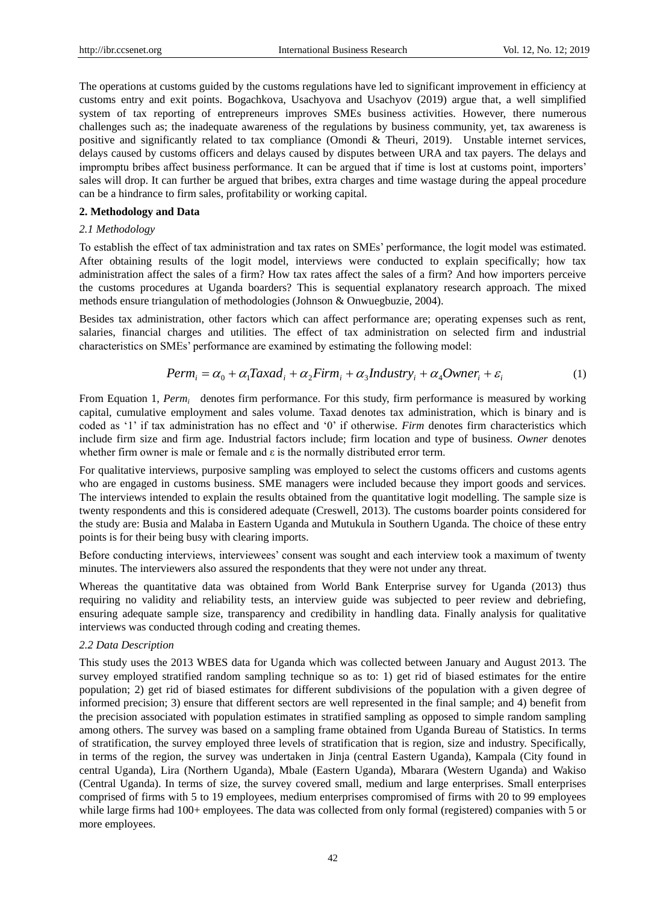The operations at customs guided by the customs regulations have led to significant improvement in efficiency at customs entry and exit points. Bogachkova, Usachyova and Usachyov (2019) argue that, a well simplified system of tax reporting of entrepreneurs improves SMEs business activities. However, there numerous challenges such as; the inadequate awareness of the regulations by business community, yet, tax awareness is positive and significantly related to tax compliance (Omondi & Theuri, 2019). Unstable internet services, delays caused by customs officers and delays caused by disputes between URA and tax payers. The delays and impromptu bribes affect business performance. It can be argued that if time is lost at customs point, importers' sales will drop. It can further be argued that bribes, extra charges and time wastage during the appeal procedure can be a hindrance to firm sales, profitability or working capital.

## 2. Methodology and Data

### *2.1 Methodology*

To establish the effect of tax administration and tax rates on SMEs' performance, the logit model was estimated. After obtaining results of the logit model, interviews were conducted to explain specifically; how tax administration affect the sales of a firm? How tax rates affect the sales of a firm? And how importers perceive the customs procedures at Uganda boarders? This is sequential explanatory research approach. The mixed methods ensure triangulation of methodologies (Johnson & Onwuegbuzie, 2004).

Besides tax administration, other factors which can affect performance are; operating expenses such as rent, salaries, financial charges and utilities. The effect of tax administration on selected firm and industrial characteristics on SMEs' performance are examined by estimating the following model:

$$Perm_i = \alpha_0 + \alpha_1 Taxad_i + \alpha_2 Firm_i + \alpha_3 Industry_i + \alpha_4 Owner_i + \varepsilon_i \tag{1}$$

From Equation 1, $Perm_i$ denotes firm performance. For this study, firm performance is measured by working capital, cumulative employment and sales volume. Taxad denotes tax administration, which is binary and is coded as '1' if tax administration has no effect and '0' if otherwise. *Firm* denotes firm characteristics which include firm size and firm age. Industrial factors include; firm location and type of business. *Owner* denotes whether firm owner is male or female and $\varepsilon$ is the normally distributed error term.

For qualitative interviews, purposive sampling was employed to select the customs officers and customs agents who are engaged in customs business. SME managers were included because they import goods and services. The interviews intended to explain the results obtained from the quantitative logit modelling. The sample size is twenty respondents and this is considered adequate (Creswell, 2013). The customs boarder points considered for the study are: Busia and Malaba in Eastern Uganda and Mutukula in Southern Uganda. The choice of these entry points is for their being busy with clearing imports.

Before conducting interviews, interviewees' consent was sought and each interview took a maximum of twenty minutes. The interviewers also assured the respondents that they were not under any threat.

Whereas the quantitative data was obtained from World Bank Enterprise survey for Uganda (2013) thus requiring no validity and reliability tests, an interview guide was subjected to peer review and debriefing, ensuring adequate sample size, transparency and credibility in handling data. Finally analysis for qualitative interviews was conducted through coding and creating themes.

### *2.2 Data Description*

This study uses the 2013 WBES data for Uganda which was collected between January and August 2013. The survey employed stratified random sampling technique so as to: 1) get rid of biased estimates for the entire population; 2) get rid of biased estimates for different subdivisions of the population with a given degree of informed precision; 3) ensure that different sectors are well represented in the final sample; and 4) benefit from the precision associated with population estimates in stratified sampling as opposed to simple random sampling among others. The survey was based on a sampling frame obtained from Uganda Bureau of Statistics. In terms of stratification, the survey employed three levels of stratification that is region, size and industry. Specifically, in terms of the region, the survey was undertaken in Jinja (central Eastern Uganda), Kampala (City found in central Uganda), Lira (Northern Uganda), Mbale (Eastern Uganda), Mbarara (Western Uganda) and Wakiso (Central Uganda). In terms of size, the survey covered small, medium and large enterprises. Small enterprises comprised of firms with 5 to 19 employees, medium enterprises compromised of firms with 20 to 99 employees while large firms had 100+ employees. The data was collected from only formal (registered) companies with 5 or more employees.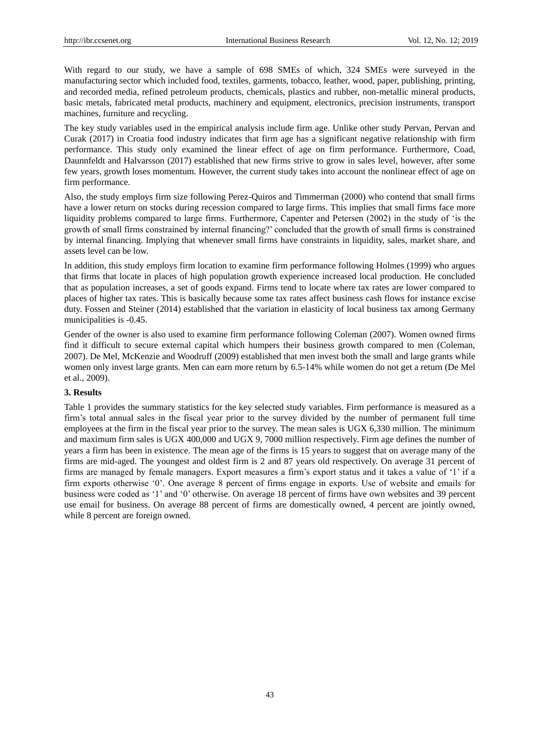With regard to our study, we have a sample of 698 SMEs of which, 324 SMEs were surveyed in the manufacturing sector which included food, textiles, garments, tobacco, leather, wood, paper, publishing, printing, and recorded media, refined petroleum products, chemicals, plastics and rubber, non-metallic mineral products, basic metals, fabricated metal products, machinery and equipment, electronics, precision instruments, transport machines, furniture and recycling.

The key study variables used in the empirical analysis include firm age. Unlike other study Pervan, Pervan and Curak (2017) in Croatia food industry indicates that firm age has a significant negative relationship with firm performance. This study only examined the linear effect of age on firm performance. Furthermore, Coad, Daunnfeldt and Halvarsson (2017) established that new firms strive to grow in sales level, however, after some few years, growth loses momentum. However, the current study takes into account the nonlinear effect of age on firm performance.

Also, the study employs firm size following Perez-Quiros and Timmerman (2000) who contend that small firms have a lower return on stocks during recession compared to large firms. This implies that small firms face more liquidity problems compared to large firms. Furthermore, Capenter and Petersen (2002) in the study of 'is the growth of small firms constrained by internal financing?' concluded that the growth of small firms is constrained by internal financing. Implying that whenever small firms have constraints in liquidity, sales, market share, and assets level can be low.

In addition, this study employs firm location to examine firm performance following Holmes (1999) who argues that firms that locate in places of high population growth experience increased local production. He concluded that as population increases, a set of goods expand. Firms tend to locate where tax rates are lower compared to places of higher tax rates. This is basically because some tax rates affect business cash flows for instance excise duty. Fossen and Steiner (2014) established that the variation in elasticity of local business tax among Germany municipalities is -0.45.

Gender of the owner is also used to examine firm performance following Coleman (2007). Women owned firms find it difficult to secure external capital which humpers their business growth compared to men (Coleman, 2007). De Mel, McKenzie and Woodruff (2009) established that men invest both the small and large grants while women only invest large grants. Men can earn more return by 6.5-14% while women do not get a return (De Mel et al., 2009).

**3. Results**

Table 1 provides the summary statistics for the key selected study variables. Firm performance is measured as a firm's total annual sales in the fiscal year prior to the survey divided by the number of permanent full time employees at the firm in the fiscal year prior to the survey. The mean sales is UGX 6,330 million. The minimum and maximum firm sales is UGX 400,000 and UGX 9, 7000 million respectively. Firm age defines the number of years a firm has been in existence. The mean age of the firms is 15 years to suggest that on average many of the firms are mid-aged. The youngest and oldest firm is 2 and 87 years old respectively. On average 31 percent of firms are managed by female managers. Export measures a firm's export status and it takes a value of '1' if a firm exports otherwise '0'. One average 8 percent of firms engage in exports. Use of website and emails for business were coded as '1' and '0' otherwise. On average 18 percent of firms have own websites and 39 percent use email for business. On average 88 percent of firms are domestically owned, 4 percent are jointly owned, while 8 percent are foreign owned.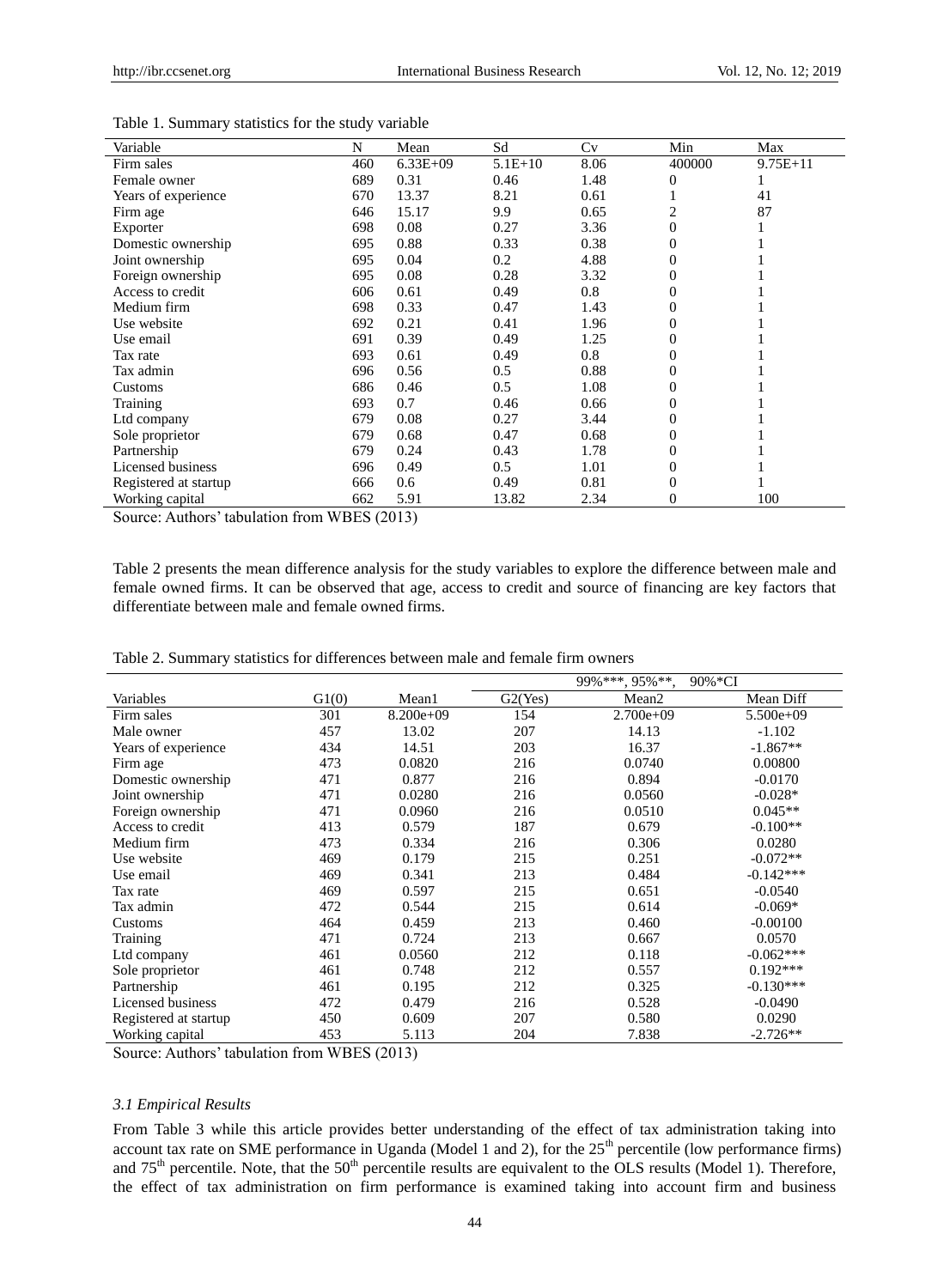Table 1. Summary statistics for the study variable

| Variable | N | Mean | Sd | Cv | Min | Max |
|---|---|---|---|---|---|---|
| Firm sales | 460 | 6.33E+09 | 5.1E+10 | 8.06 | 400000 | 9.75E+11 |
| Female owner | 689 | 0.31 | 0.46 | 1.48 | 0 | 1 |
| Years of experience | 670 | 13.37 | 8.21 | 0.61 | 1 | 41 |
| Firm age | 646 | 15.17 | 9.9 | 0.65 | 2 | 87 |
| Exporter | 698 | 0.08 | 0.27 | 3.36 | 0 | 1 |
| Domestic ownership | 695 | 0.88 | 0.33 | 0.38 | 0 | 1 |
| Joint ownership | 695 | 0.04 | 0.2 | 4.88 | 0 | 1 |
| Foreign ownership | 695 | 0.08 | 0.28 | 3.32 | 0 | 1 |
| Access to credit | 606 | 0.61 | 0.49 | 0.8 | 0 | 1 |
| Medium firm | 698 | 0.33 | 0.47 | 1.43 | 0 | 1 |
| Use website | 692 | 0.21 | 0.41 | 1.96 | 0 | 1 |
| Use email | 691 | 0.39 | 0.49 | 1.25 | 0 | 1 |
| Tax rate | 693 | 0.61 | 0.49 | 0.8 | 0 | 1 |
| Tax admin | 696 | 0.56 | 0.5 | 0.88 | 0 | 1 |
| Customs | 686 | 0.46 | 0.5 | 1.08 | 0 | 1 |
| Training | 693 | 0.7 | 0.46 | 0.66 | 0 | 1 |
| Ltd company | 679 | 0.08 | 0.27 | 3.44 | 0 | 1 |
| Sole proprietor | 679 | 0.68 | 0.47 | 0.68 | 0 | 1 |
| Partnership | 679 | 0.24 | 0.43 | 1.78 | 0 | 1 |
| Licensed business | 696 | 0.49 | 0.5 | 1.01 | 0 | 1 |
| Registered at startup | 666 | 0.6 | 0.49 | 0.81 | 0 | 1 |
| Working capital | 662 | 5.91 | 13.82 | 2.34 | 0 | 100 |

Source: Authors' tabulation from WBES (2013)

Table 2 presents the mean difference analysis for the study variables to explore the difference between male and female owned firms. It can be observed that age, access to credit and source of financing are key factors that differentiate between male and female owned firms.

Table 2. Summary statistics for differences between male and female firm owners

| | | | | 99%***, 95%**, | 90%*CI |
|---|---|---|---|---|---|
| Variables | G1(0) | Mean1 | G2(Yes) | Mean2 | Mean Diff |
| Firm sales | 301 | 8.200e+09 | 154 | 2.700e+09 | 5.500e+09 |
| Male owner | 457 | 13.02 | 207 | 14.13 | -1.102 |
| Years of experience | 434 | 14.51 | 203 | 16.37 | -1.867** |
| Firm age | 473 | 0.0820 | 216 | 0.0740 | 0.00800 |
| Domestic ownership | 471 | 0.877 | 216 | 0.894 | -0.0170 |
| Joint ownership | 471 | 0.0280 | 216 | 0.0560 | -0.028* |
| Foreign ownership | 471 | 0.0960 | 216 | 0.0510 | 0.045** |
| Access to credit | 413 | 0.579 | 187 | 0.679 | -0.100** |
| Medium firm | 473 | 0.334 | 216 | 0.306 | 0.0280 |
| Use website | 469 | 0.179 | 215 | 0.251 | -0.072** |
| Use email | 469 | 0.341 | 213 | 0.484 | -0.142*** |
| Tax rate | 469 | 0.597 | 215 | 0.651 | -0.0540 |
| Tax admin | 472 | 0.544 | 215 | 0.614 | -0.069* |
| Customs | 464 | 0.459 | 213 | 0.460 | -0.00100 |
| Training | 471 | 0.724 | 213 | 0.667 | 0.0570 |
| Ltd company | 461 | 0.0560 | 212 | 0.118 | -0.062*** |
| Sole proprietor | 461 | 0.748 | 212 | 0.557 | 0.192*** |
| Partnership | 461 | 0.195 | 212 | 0.325 | -0.130*** |
| Licensed business | 472 | 0.479 | 216 | 0.528 | -0.0490 |
| Registered at startup | 450 | 0.609 | 207 | 0.580 | 0.0290 |
| Working capital | 453 | 5.113 | 204 | 7.838 | -2.726** |

Source: Authors' tabulation from WBES (2013)

### *3.1 Empirical Results*

From Table 3 while this article provides better understanding of the effect of tax administration taking into account tax rate on SME performance in Uganda (Model 1 and 2), for the 25$^{th}$ percentile (low performance firms) and 75$^{th}$ percentile. Note, that the 50$^{th}$ percentile results are equivalent to the OLS results (Model 1). Therefore, the effect of tax administration on firm performance is examined taking into account firm and business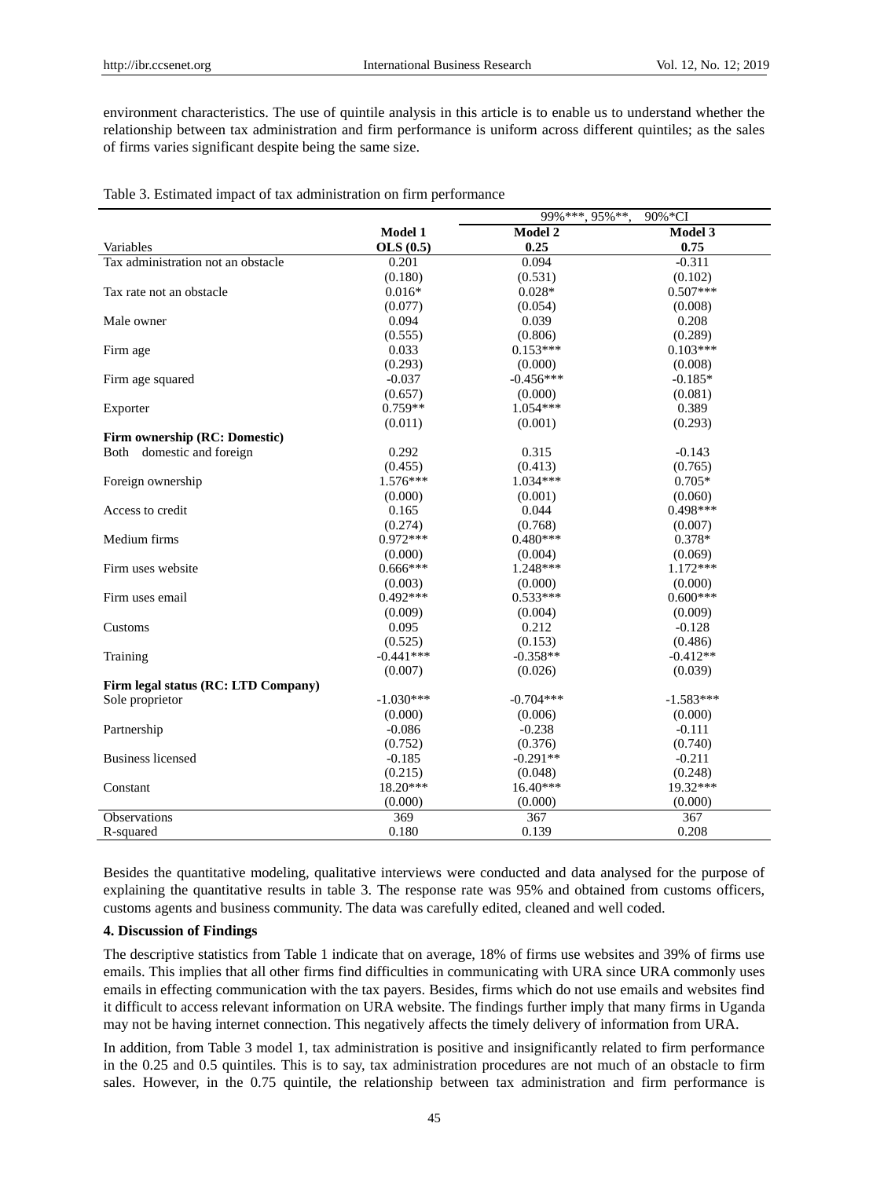environment characteristics. The use of quintile analysis in this article is to enable us to understand whether the relationship between tax administration and firm performance is uniform across different quintiles; as the sales of firms varies significant despite being the same size.

Table 3. Estimated impact of tax administration on firm performance

| | | 99%***, 95%**, 90%*CI | |
|---|---|---|---|
| | **Model 1** | **Model 2** | **Model 3** |
| Variables | **OLS (0.5)** | **0.25** | **0.75** |
| Tax administration not an obstacle | 0.201 | 0.094 | -0.311 |
| | (0.180) | (0.531) | (0.102) |
| Tax rate not an obstacle | 0.016* | 0.028* | 0.507*** |
| | (0.077) | (0.054) | (0.008) |
| Male owner | 0.094 | 0.039 | 0.208 |
| | (0.555) | (0.806) | (0.289) |
| Firm age | 0.033 | 0.153*** | 0.103*** |
| | (0.293) | (0.000) | (0.008) |
| Firm age squared | -0.037 | -0.456*** | -0.185* |
| | (0.657) | (0.000) | (0.081) |
| Exporter | 0.759** | 1.054*** | 0.389 |
| | (0.011) | (0.001) | (0.293) |
| **Firm ownership (RC: Domestic)** | | | |
| Both domestic and foreign | 0.292 | 0.315 | -0.143 |
| | (0.455) | (0.413) | (0.765) |
| Foreign ownership | 1.576*** | 1.034*** | 0.705* |
| | (0.000) | (0.001) | (0.060) |
| Access to credit | 0.165 | 0.044 | 0.498*** |
| | (0.274) | (0.768) | (0.007) |
| Medium firms | 0.972*** | 0.480*** | 0.378* |
| | (0.000) | (0.004) | (0.069) |
| Firm uses website | 0.666*** | 1.248*** | 1.172*** |
| | (0.003) | (0.000) | (0.000) |
| Firm uses email | 0.492*** | 0.533*** | 0.600*** |
| | (0.009) | (0.004) | (0.009) |
| Customs | 0.095 | 0.212 | -0.128 |
| | (0.525) | (0.153) | (0.486) |
| Training | -0.441*** | -0.358** | -0.412** |
| | (0.007) | (0.026) | (0.039) |
| **Firm legal status (RC: LTD Company)** | | | |
| Sole proprietor | -1.030*** | -0.704*** | -1.583*** |
| | (0.000) | (0.006) | (0.000) |
| Partnership | -0.086 | -0.238 | -0.111 |
| | (0.752) | (0.376) | (0.740) |
| Business licensed | -0.185 | -0.291** | -0.211 |
| | (0.215) | (0.048) | (0.248) |
| Constant | 18.20*** | 16.40*** | 19.32*** |
| | (0.000) | (0.000) | (0.000) |
| Observations | 369 | 367 | 367 |
| R-squared | 0.180 | 0.139 | 0.208 |

Besides the quantitative modeling, qualitative interviews were conducted and data analysed for the purpose of explaining the quantitative results in table 3. The response rate was 95% and obtained from customs officers, customs agents and business community. The data was carefully edited, cleaned and well coded.

### 4. Discussion of Findings

The descriptive statistics from Table 1 indicate that on average, 18% of firms use websites and 39% of firms use emails. This implies that all other firms find difficulties in communicating with URA since URA commonly uses emails in effecting communication with the tax payers. Besides, firms which do not use emails and websites find it difficult to access relevant information on URA website. The findings further imply that many firms in Uganda may not be having internet connection. This negatively affects the timely delivery of information from URA.

In addition, from Table 3 model 1, tax administration is positive and insignificantly related to firm performance in the 0.25 and 0.5 quintiles. This is to say, tax administration procedures are not much of an obstacle to firm sales. However, in the 0.75 quintile, the relationship between tax administration and firm performance is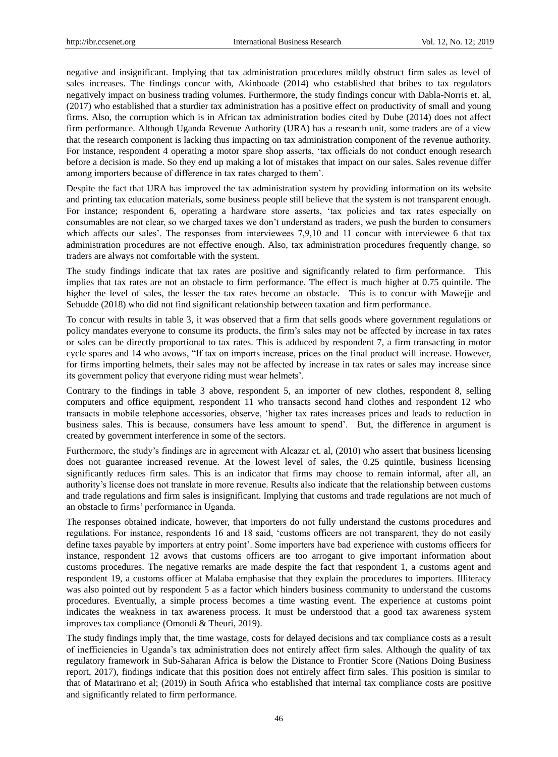negative and insignificant. Implying that tax administration procedures mildly obstruct firm sales as level of sales increases. The findings concur with, Akinboade (2014) who established that bribes to tax regulators negatively impact on business trading volumes. Furthermore, the study findings concur with Dabla-Norris et. al, (2017) who established that a sturdier tax administration has a positive effect on productivity of small and young firms. Also, the corruption which is in African tax administration bodies cited by Dube (2014) does not affect firm performance. Although Uganda Revenue Authority (URA) has a research unit, some traders are of a view that the research component is lacking thus impacting on tax administration component of the revenue authority. For instance, respondent 4 operating a motor spare shop asserts, 'tax officials do not conduct enough research before a decision is made. So they end up making a lot of mistakes that impact on our sales. Sales revenue differ among importers because of difference in tax rates charged to them'.

Despite the fact that URA has improved the tax administration system by providing information on its website and printing tax education materials, some business people still believe that the system is not transparent enough. For instance; respondent 6, operating a hardware store asserts, 'tax policies and tax rates especially on consumables are not clear, so we charged taxes we don't understand as traders, we push the burden to consumers which affects our sales'. The responses from interviewees 7,9,10 and 11 concur with interviewee 6 that tax administration procedures are not effective enough. Also, tax administration procedures frequently change, so traders are always not comfortable with the system.

The study findings indicate that tax rates are positive and significantly related to firm performance. This implies that tax rates are not an obstacle to firm performance. The effect is much higher at 0.75 quintile. The higher the level of sales, the lesser the tax rates become an obstacle. This is to concur with Mawejje and Sebudde (2018) who did not find significant relationship between taxation and firm performance.

To concur with results in table 3, it was observed that a firm that sells goods where government regulations or policy mandates everyone to consume its products, the firm's sales may not be affected by increase in tax rates or sales can be directly proportional to tax rates. This is adduced by respondent 7, a firm transacting in motor cycle spares and 14 who avows, "If tax on imports increase, prices on the final product will increase. However, for firms importing helmets, their sales may not be affected by increase in tax rates or sales may increase since its government policy that everyone riding must wear helmets'.

Contrary to the findings in table 3 above, respondent 5, an importer of new clothes, respondent 8, selling computers and office equipment, respondent 11 who transacts second hand clothes and respondent 12 who transacts in mobile telephone accessories, observe, 'higher tax rates increases prices and leads to reduction in business sales. This is because, consumers have less amount to spend'. But, the difference in argument is created by government interference in some of the sectors.

Furthermore, the study's findings are in agreement with Alcazar et. al, (2010) who assert that business licensing does not guarantee increased revenue. At the lowest level of sales, the 0.25 quintile, business licensing significantly reduces firm sales. This is an indicator that firms may choose to remain informal, after all, an authority's license does not translate in more revenue. Results also indicate that the relationship between customs and trade regulations and firm sales is insignificant. Implying that customs and trade regulations are not much of an obstacle to firms' performance in Uganda.

The responses obtained indicate, however, that importers do not fully understand the customs procedures and regulations. For instance, respondents 16 and 18 said, 'customs officers are not transparent, they do not easily define taxes payable by importers at entry point'. Some importers have bad experience with customs officers for instance, respondent 12 avows that customs officers are too arrogant to give important information about customs procedures. The negative remarks are made despite the fact that respondent 1, a customs agent and respondent 19, a customs officer at Malaba emphasise that they explain the procedures to importers. Illiteracy was also pointed out by respondent 5 as a factor which hinders business community to understand the customs procedures. Eventually, a simple process becomes a time wasting event. The experience at customs point indicates the weakness in tax awareness process. It must be understood that a good tax awareness system improves tax compliance (Omondi & Theuri, 2019).

The study findings imply that, the time wastage, costs for delayed decisions and tax compliance costs as a result of inefficiencies in Uganda's tax administration does not entirely affect firm sales. Although the quality of tax regulatory framework in Sub-Saharan Africa is below the Distance to Frontier Score (Nations Doing Business report, 2017), findings indicate that this position does not entirely affect firm sales. This position is similar to that of Matarirano et al; (2019) in South Africa who established that internal tax compliance costs are positive and significantly related to firm performance.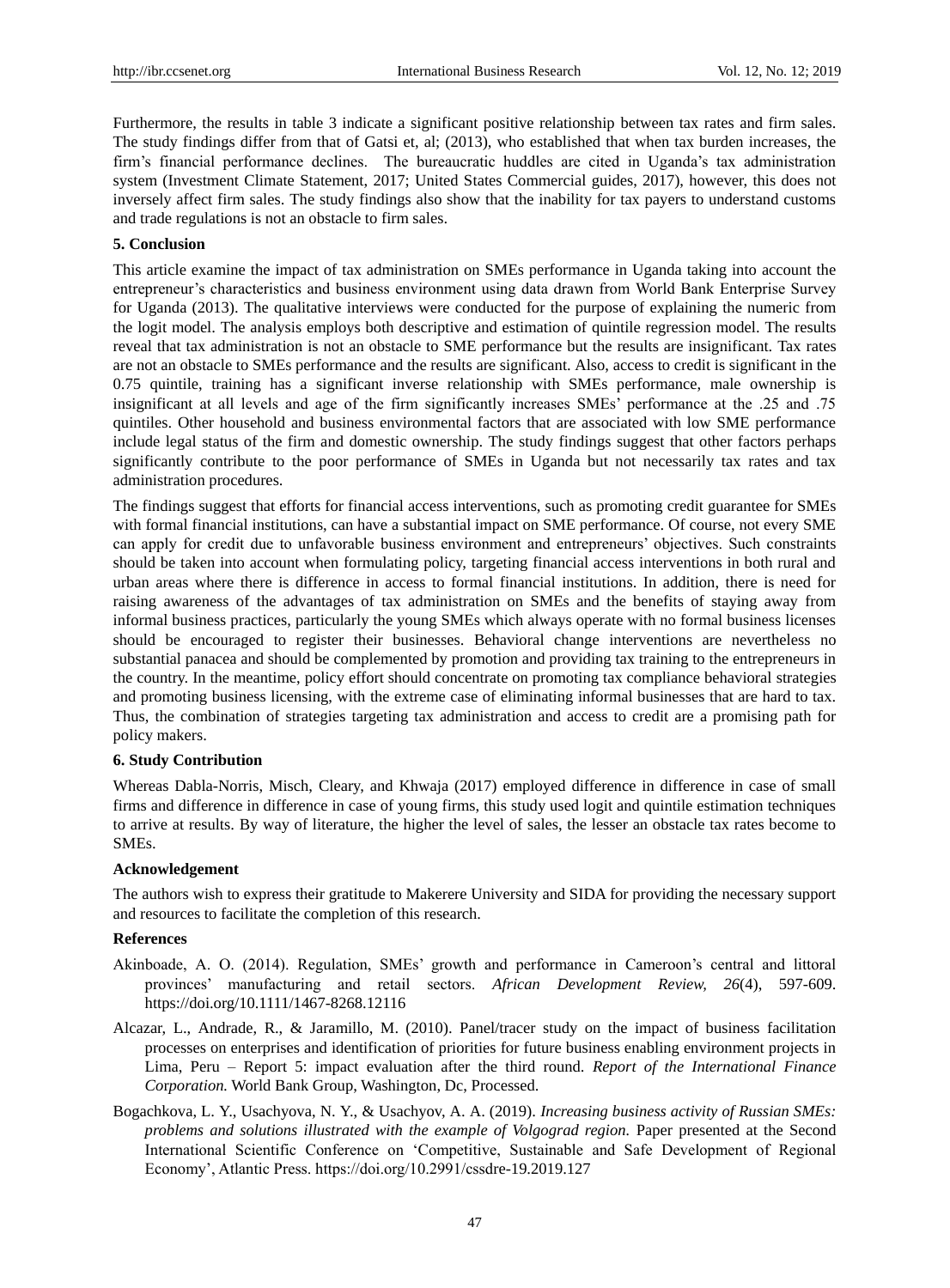Furthermore, the results in table 3 indicate a significant positive relationship between tax rates and firm sales. The study findings differ from that of Gatsi et, al; (2013), who established that when tax burden increases, the firm's financial performance declines. The bureaucratic huddles are cited in Uganda's tax administration system (Investment Climate Statement, 2017; United States Commercial guides, 2017), however, this does not inversely affect firm sales. The study findings also show that the inability for tax payers to understand customs and trade regulations is not an obstacle to firm sales.

### 5. Conclusion

This article examine the impact of tax administration on SMEs performance in Uganda taking into account the entrepreneur's characteristics and business environment using data drawn from World Bank Enterprise Survey for Uganda (2013). The qualitative interviews were conducted for the purpose of explaining the numeric from the logit model. The analysis employs both descriptive and estimation of quintile regression model. The results reveal that tax administration is not an obstacle to SME performance but the results are insignificant. Tax rates are not an obstacle to SMEs performance and the results are significant. Also, access to credit is significant in the 0.75 quintile, training has a significant inverse relationship with SMEs performance, male ownership is insignificant at all levels and age of the firm significantly increases SMEs' performance at the .25 and .75 quintiles. Other household and business environmental factors that are associated with low SME performance include legal status of the firm and domestic ownership. The study findings suggest that other factors perhaps significantly contribute to the poor performance of SMEs in Uganda but not necessarily tax rates and tax administration procedures.

The findings suggest that efforts for financial access interventions, such as promoting credit guarantee for SMEs with formal financial institutions, can have a substantial impact on SME performance. Of course, not every SME can apply for credit due to unfavorable business environment and entrepreneurs' objectives. Such constraints should be taken into account when formulating policy, targeting financial access interventions in both rural and urban areas where there is difference in access to formal financial institutions. In addition, there is need for raising awareness of the advantages of tax administration on SMEs and the benefits of staying away from informal business practices, particularly the young SMEs which always operate with no formal business licenses should be encouraged to register their businesses. Behavioral change interventions are nevertheless no substantial panacea and should be complemented by promotion and providing tax training to the entrepreneurs in the country. In the meantime, policy effort should concentrate on promoting tax compliance behavioral strategies and promoting business licensing, with the extreme case of eliminating informal businesses that are hard to tax. Thus, the combination of strategies targeting tax administration and access to credit are a promising path for policy makers.

### 6. Study Contribution

Whereas Dabla-Norris, Misch, Cleary, and Khwaja (2017) employed difference in difference in case of small firms and difference in difference in case of young firms, this study used logit and quintile estimation techniques to arrive at results. By way of literature, the higher the level of sales, the lesser an obstacle tax rates become to SMEs.

### Acknowledgement

The authors wish to express their gratitude to Makerere University and SIDA for providing the necessary support and resources to facilitate the completion of this research.

### References

Akinboade, A. O. (2014). Regulation, SMEs' growth and performance in Cameroon's central and littoral provinces' manufacturing and retail sectors. *African Development Review, 26*(4), 597-609. https://doi.org/10.1111/1467-8268.12116

Alcazar, L., Andrade, R., & Jaramillo, M. (2010). Panel/tracer study on the impact of business facilitation processes on enterprises and identification of priorities for future business enabling environment projects in Lima, Peru – Report 5: impact evaluation after the third round. *Report of the International Finance Corporation.* World Bank Group, Washington, Dc, Processed.

Bogachkova, L. Y., Usachyova, N. Y., & Usachyov, A. A. (2019). *Increasing business activity of Russian SMEs: problems and solutions illustrated with the example of Volgograd region.* Paper presented at the Second International Scientific Conference on 'Competitive, Sustainable and Safe Development of Regional Economy', Atlantic Press. https://doi.org/10.2991/cssdre-19.2019.127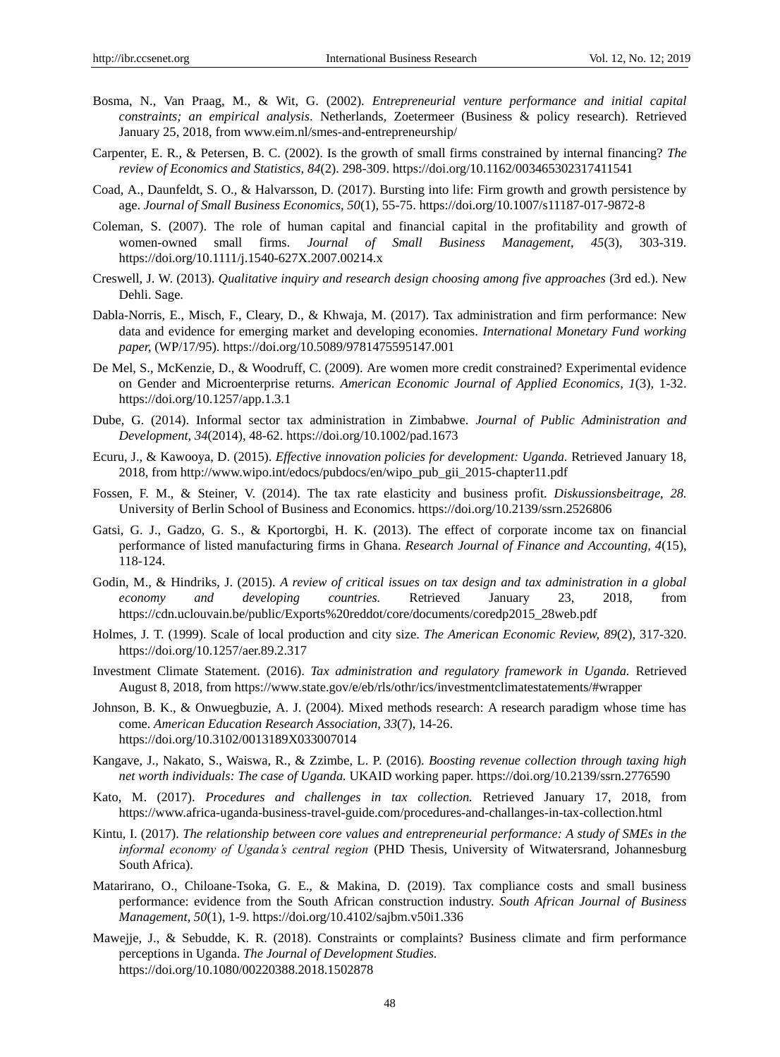Bosma, N., Van Praag, M., & Wit, G. (2002). *Entrepreneurial venture performance and initial capital constraints; an empirical analysis*. Netherlands, Zoetermeer (Business & policy research). Retrieved January 25, 2018, from www.eim.nl/smes-and-entrepreneurship/

Carpenter, E. R., & Petersen, B. C. (2002). Is the growth of small firms constrained by internal financing? *The review of Economics and Statistics, 84*(2). 298-309. https://doi.org/10.1162/003465302317411541

Coad, A., Daunfeldt, S. O., & Halvarsson, D. (2017). Bursting into life: Firm growth and growth persistence by age. *Journal of Small Business Economics, 50*(1), 55-75. https://doi.org/10.1007/s11187-017-9872-8

Coleman, S. (2007). The role of human capital and financial capital in the profitability and growth of women-owned small firms. *Journal of Small Business Management, 45*(3), 303-319. https://doi.org/10.1111/j.1540-627X.2007.00214.x

Creswell, J. W. (2013). *Qualitative inquiry and research design choosing among five approaches* (3rd ed.). New Dehli. Sage.

Dabla-Norris, E., Misch, F., Cleary, D., & Khwaja, M. (2017). Tax administration and firm performance: New data and evidence for emerging market and developing economies. *International Monetary Fund working paper,* (WP/17/95). https://doi.org/10.5089/9781475595147.001

De Mel, S., McKenzie, D., & Woodruff, C. (2009). Are women more credit constrained? Experimental evidence on Gender and Microenterprise returns. *American Economic Journal of Applied Economics, 1*(3), 1-32. https://doi.org/10.1257/app.1.3.1

Dube, G. (2014). Informal sector tax administration in Zimbabwe. *Journal of Public Administration and Development, 34*(2014), 48-62. https://doi.org/10.1002/pad.1673

Ecuru, J., & Kawooya, D. (2015). *Effective innovation policies for development: Uganda.* Retrieved January 18, 2018, from http://www.wipo.int/edocs/pubdocs/en/wipo_pub_gii_2015-chapter11.pdf

Fossen, F. M., & Steiner, V. (2014). The tax rate elasticity and business profit. *Diskussionsbeitrage, 28.* University of Berlin School of Business and Economics. https://doi.org/10.2139/ssrn.2526806

Gatsi, G. J., Gadzo, G. S., & Kportorgbi, H. K. (2013). The effect of corporate income tax on financial performance of listed manufacturing firms in Ghana. *Research Journal of Finance and Accounting, 4*(15), 118-124.

Godin, M., & Hindriks, J. (2015). *A review of critical issues on tax design and tax administration in a global economy and developing countries.* Retrieved January 23, 2018, from https://cdn.uclouvain.be/public/Exports%20reddot/core/documents/coredp2015_28web.pdf

Holmes, J. T. (1999). Scale of local production and city size. *The American Economic Review, 89*(2), 317-320. https://doi.org/10.1257/aer.89.2.317

Investment Climate Statement. (2016). *Tax administration and regulatory framework in Uganda.* Retrieved August 8, 2018, from https://www.state.gov/e/eb/rls/othr/ics/investmentclimatestatements/#wrapper

Johnson, B. K., & Onwuegbuzie, A. J. (2004). Mixed methods research: A research paradigm whose time has come. *American Education Research Association, 33*(7), 14-26. https://doi.org/10.3102/0013189X033007014

Kangave, J., Nakato, S., Waiswa, R., & Zzimbe, L. P. (2016). *Boosting revenue collection through taxing high net worth individuals: The case of Uganda.* UKAID working paper. https://doi.org/10.2139/ssrn.2776590

Kato, M. (2017). *Procedures and challenges in tax collection.* Retrieved January 17, 2018, from https://www.africa-uganda-business-travel-guide.com/procedures-and-challanges-in-tax-collection.html

Kintu, I. (2017). *The relationship between core values and entrepreneurial performance: A study of SMEs in the informal economy of Uganda's central region* (PHD Thesis, University of Witwatersrand, Johannesburg South Africa).

Matarirano, O., Chiloane-Tsoka, G. E., & Makina, D. (2019). Tax compliance costs and small business performance: evidence from the South African construction industry. *South African Journal of Business Management, 50*(1), 1-9. https://doi.org/10.4102/sajbm.v50i1.336

Mawejje, J., & Sebudde, K. R. (2018). Constraints or complaints? Business climate and firm performance perceptions in Uganda. *The Journal of Development Studies.* https://doi.org/10.1080/00220388.2018.1502878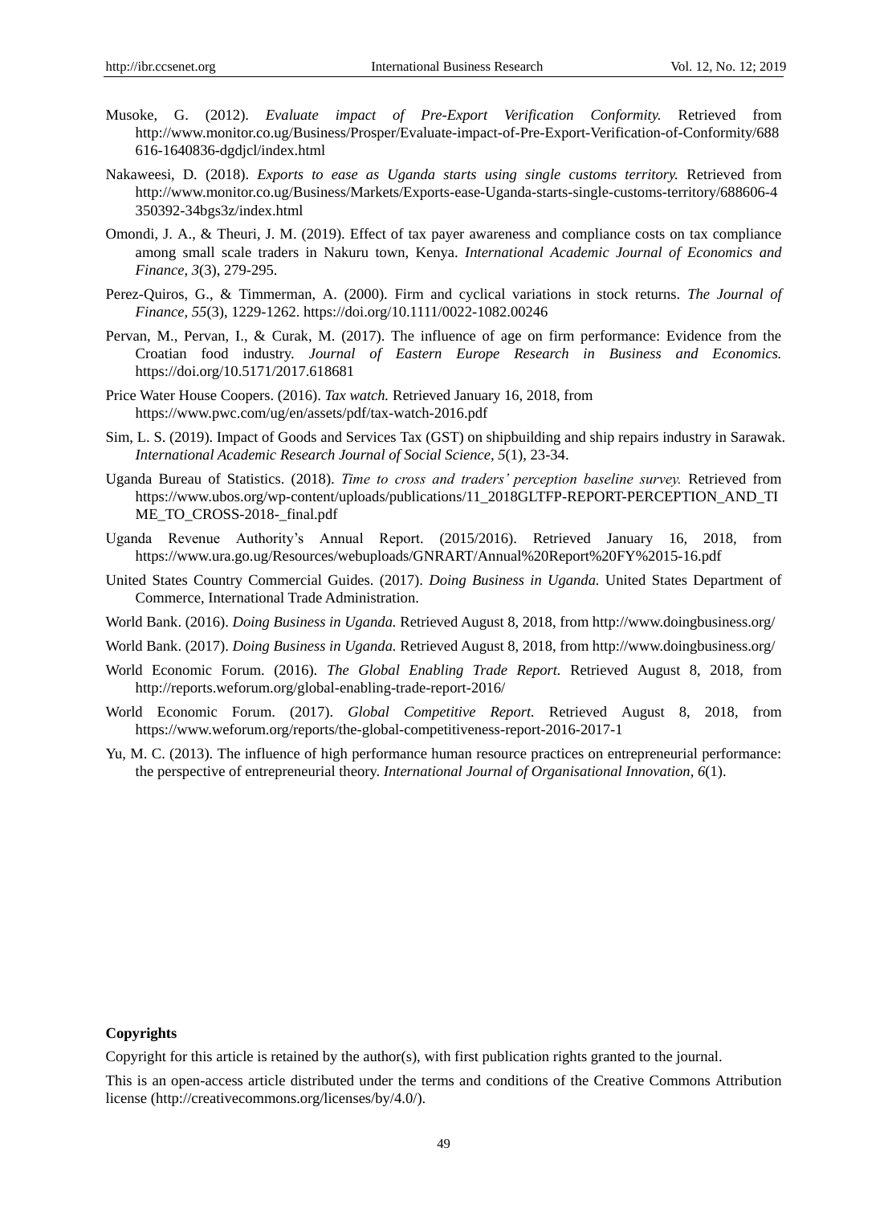Musoke, G. (2012). *Evaluate impact of Pre-Export Verification Conformity.* Retrieved from http://www.monitor.co.ug/Business/Prosper/Evaluate-impact-of-Pre-Export-Verification-of-Conformity/688616-1640836-dgdjcl/index.html

Nakaweesi, D. (2018). *Exports to ease as Uganda starts using single customs territory.* Retrieved from http://www.monitor.co.ug/Business/Markets/Exports-ease-Uganda-starts-single-customs-territory/688606-4350392-34bgs3z/index.html

Omondi, J. A., & Theuri, J. M. (2019). Effect of tax payer awareness and compliance costs on tax compliance among small scale traders in Nakuru town, Kenya. *International Academic Journal of Economics and Finance, 3*(3), 279-295.

Perez-Quiros, G., & Timmerman, A. (2000). Firm and cyclical variations in stock returns. *The Journal of Finance, 55*(3), 1229-1262. https://doi.org/10.1111/0022-1082.00246

Pervan, M., Pervan, I., & Curak, M. (2017). The influence of age on firm performance: Evidence from the Croatian food industry. *Journal of Eastern Europe Research in Business and Economics.* https://doi.org/10.5171/2017.618681

Price Water House Coopers. (2016). *Tax watch.* Retrieved January 16, 2018, from https://www.pwc.com/ug/en/assets/pdf/tax-watch-2016.pdf

Sim, L. S. (2019). Impact of Goods and Services Tax (GST) on shipbuilding and ship repairs industry in Sarawak. *International Academic Research Journal of Social Science, 5*(1), 23-34.

Uganda Bureau of Statistics. (2018). *Time to cross and traders' perception baseline survey.* Retrieved from https://www.ubos.org/wp-content/uploads/publications/11_2018GLTFP-REPORT-PERCEPTION_AND_TIME_TO_CROSS-2018-_final.pdf

Uganda Revenue Authority's Annual Report. (2015/2016). Retrieved January 16, 2018, from https://www.ura.go.ug/Resources/webuploads/GNRART/Annual%20Report%20FY%2015-16.pdf

United States Country Commercial Guides. (2017). *Doing Business in Uganda.* United States Department of Commerce, International Trade Administration.

World Bank. (2016). *Doing Business in Uganda.* Retrieved August 8, 2018, from http://www.doingbusiness.org/

World Bank. (2017). *Doing Business in Uganda.* Retrieved August 8, 2018, from http://www.doingbusiness.org/

World Economic Forum. (2016). *The Global Enabling Trade Report.* Retrieved August 8, 2018, from http://reports.weforum.org/global-enabling-trade-report-2016/

World Economic Forum. (2017). *Global Competitive Report.* Retrieved August 8, 2018, from https://www.weforum.org/reports/the-global-competitiveness-report-2016-2017-1

Yu, M. C. (2013). The influence of high performance human resource practices on entrepreneurial performance: the perspective of entrepreneurial theory. *International Journal of Organisational Innovation, 6*(1).

**Copyrights**

Copyright for this article is retained by the author(s), with first publication rights granted to the journal.

This is an open-access article distributed under the terms and conditions of the Creative Commons Attribution license (http://creativecommons.org/licenses/by/4.0/).